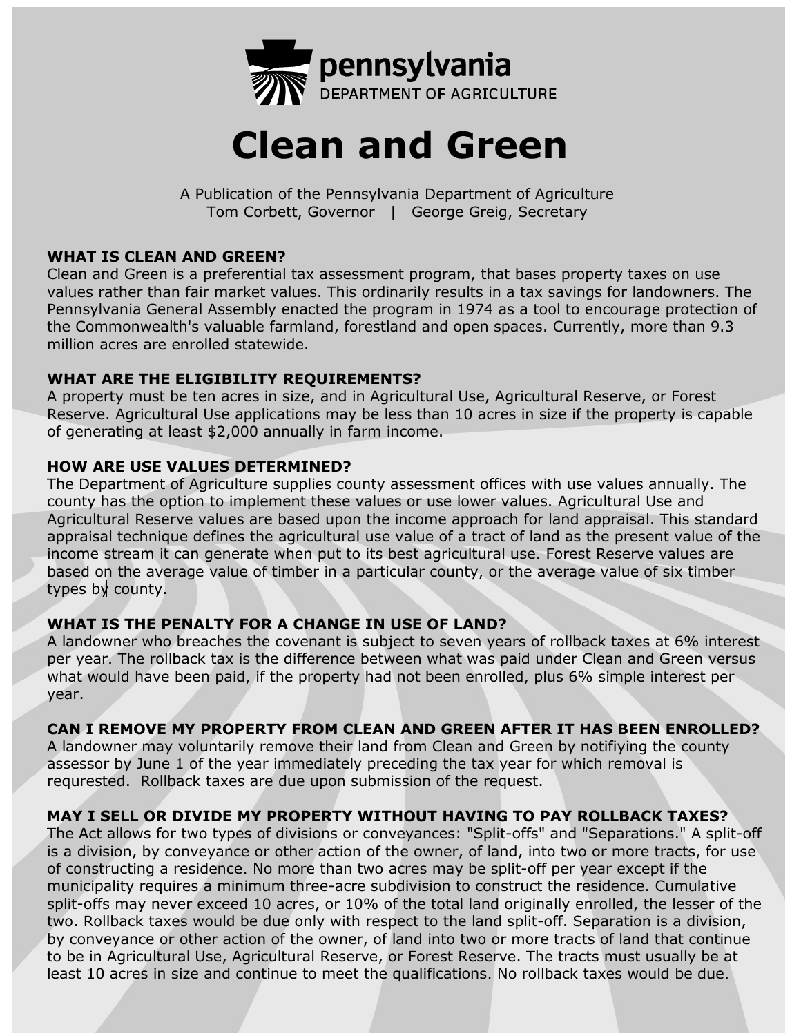pennsylvania
DEPARTMENT OF AGRICULTURE

# Clean and Green

A Publication of the Pennsylvania Department of Agriculture
Tom Corbett, Governor | George Greig, Secretary

## WHAT IS CLEAN AND GREEN?

Clean and Green is a preferential tax assessment program, that bases property taxes on use values rather than fair market values. This ordinarily results in a tax savings for landowners. The Pennsylvania General Assembly enacted the program in 1974 as a tool to encourage protection of the Commonwealth's valuable farmland, forestland and open spaces. Currently, more than 9.3 million acres are enrolled statewide.

## WHAT ARE THE ELIGIBILITY REQUIREMENTS?

A property must be ten acres in size, and in Agricultural Use, Agricultural Reserve, or Forest Reserve. Agricultural Use applications may be less than 10 acres in size if the property is capable of generating at least $2,000 annually in farm income.

## HOW ARE USE VALUES DETERMINED?

The Department of Agriculture supplies county assessment offices with use values annually. The county has the option to implement these values or use lower values. Agricultural Use and Agricultural Reserve values are based upon the income approach for land appraisal. This standard appraisal technique defines the agricultural use value of a tract of land as the present value of the income stream it can generate when put to its best agricultural use. Forest Reserve values are based on the average value of timber in a particular county, or the average value of six timber types by county.

## WHAT IS THE PENALTY FOR A CHANGE IN USE OF LAND?

A landowner who breaches the covenant is subject to seven years of rollback taxes at 6% interest per year. The rollback tax is the difference between what was paid under Clean and Green versus what would have been paid, if the property had not been enrolled, plus 6% simple interest per year.

## CAN I REMOVE MY PROPERTY FROM CLEAN AND GREEN AFTER IT HAS BEEN ENROLLED?

A landowner may voluntarily remove their land from Clean and Green by notifiying the county assessor by June 1 of the year immediately preceding the tax year for which removal is requrested. Rollback taxes are due upon submission of the request.

## MAY I SELL OR DIVIDE MY PROPERTY WITHOUT HAVING TO PAY ROLLBACK TAXES?

The Act allows for two types of divisions or conveyances: "Split-offs" and "Separations." A split-off is a division, by conveyance or other action of the owner, of land, into two or more tracts, for use of constructing a residence. No more than two acres may be split-off per year except if the municipality requires a minimum three-acre subdivision to construct the residence. Cumulative split-offs may never exceed 10 acres, or 10% of the total land originally enrolled, the lesser of the two. Rollback taxes would be due only with respect to the land split-off. Separation is a division, by conveyance or other action of the owner, of land into two or more tracts of land that continue to be in Agricultural Use, Agricultural Reserve, or Forest Reserve. The tracts must usually be at least 10 acres in size and continue to meet the qualifications. No rollback taxes would be due.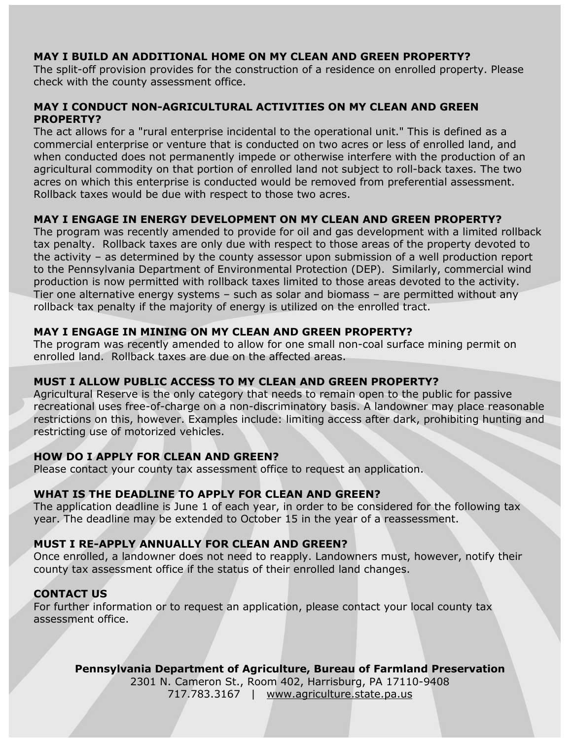### MAY I BUILD AN ADDITIONAL HOME ON MY CLEAN AND GREEN PROPERTY?

The split-off provision provides for the construction of a residence on enrolled property. Please check with the county assessment office.

### MAY I CONDUCT NON-AGRICULTURAL ACTIVITIES ON MY CLEAN AND GREEN PROPERTY?

The act allows for a "rural enterprise incidental to the operational unit." This is defined as a commercial enterprise or venture that is conducted on two acres or less of enrolled land, and when conducted does not permanently impede or otherwise interfere with the production of an agricultural commodity on that portion of enrolled land not subject to roll-back taxes. The two acres on which this enterprise is conducted would be removed from preferential assessment. Rollback taxes would be due with respect to those two acres.

### MAY I ENGAGE IN ENERGY DEVELOPMENT ON MY CLEAN AND GREEN PROPERTY?

The program was recently amended to provide for oil and gas development with a limited rollback tax penalty. Rollback taxes are only due with respect to those areas of the property devoted to the activity – as determined by the county assessor upon submission of a well production report to the Pennsylvania Department of Environmental Protection (DEP). Similarly, commercial wind production is now permitted with rollback taxes limited to those areas devoted to the activity. Tier one alternative energy systems – such as solar and biomass – are permitted without any rollback tax penalty if the majority of energy is utilized on the enrolled tract.

### MAY I ENGAGE IN MINING ON MY CLEAN AND GREEN PROPERTY?

The program was recently amended to allow for one small non-coal surface mining permit on enrolled land. Rollback taxes are due on the affected areas.

### MUST I ALLOW PUBLIC ACCESS TO MY CLEAN AND GREEN PROPERTY?

Agricultural Reserve is the only category that needs to remain open to the public for passive recreational uses free-of-charge on a non-discriminatory basis. A landowner may place reasonable restrictions on this, however. Examples include: limiting access after dark, prohibiting hunting and restricting use of motorized vehicles.

### HOW DO I APPLY FOR CLEAN AND GREEN?

Please contact your county tax assessment office to request an application.

### WHAT IS THE DEADLINE TO APPLY FOR CLEAN AND GREEN?

The application deadline is June 1 of each year, in order to be considered for the following tax year. The deadline may be extended to October 15 in the year of a reassessment.

### MUST I RE-APPLY ANNUALLY FOR CLEAN AND GREEN?

Once enrolled, a landowner does not need to reapply. Landowners must, however, notify their county tax assessment office if the status of their enrolled land changes.

### CONTACT US

For further information or to request an application, please contact your local county tax assessment office.

**Pennsylvania Department of Agriculture, Bureau of Farmland Preservation**
2301 N. Cameron St., Room 402, Harrisburg, PA 17110-9408
717.783.3167 | www.agriculture.state.pa.us